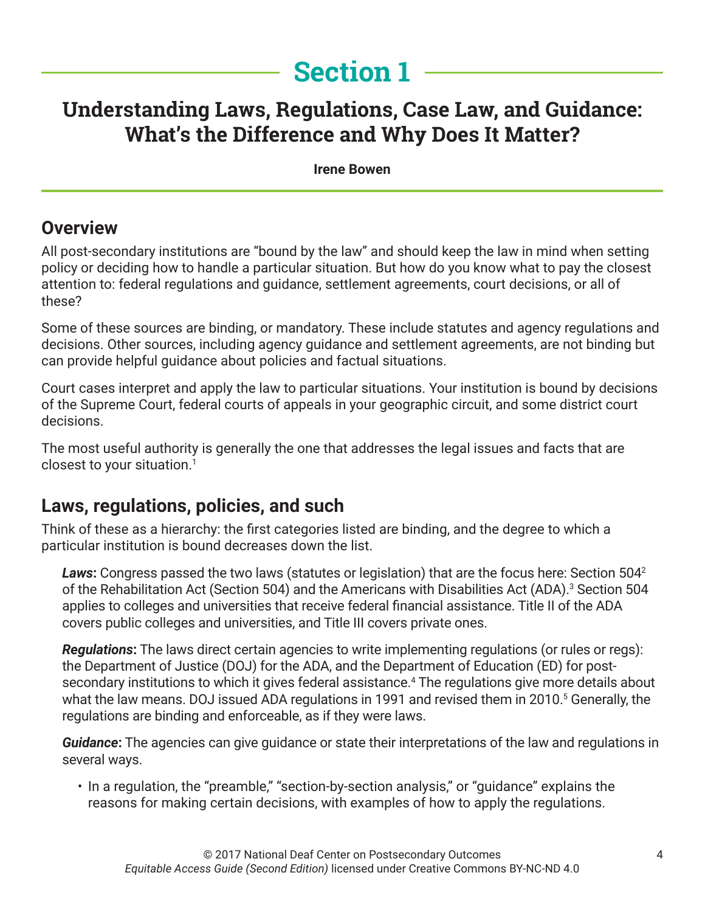# Section 1

## Understanding Laws, Regulations, Case Law, and Guidance: What's the Difference and Why Does It Matter?

**Irene Bowen**

## Overview

All post-secondary institutions are "bound by the law" and should keep the law in mind when setting policy or deciding how to handle a particular situation. But how do you know what to pay the closest attention to: federal regulations and guidance, settlement agreements, court decisions, or all of these?

Some of these sources are binding, or mandatory. These include statutes and agency regulations and decisions. Other sources, including agency guidance and settlement agreements, are not binding but can provide helpful guidance about policies and factual situations.

Court cases interpret and apply the law to particular situations. Your institution is bound by decisions of the Supreme Court, federal courts of appeals in your geographic circuit, and some district court decisions.

The most useful authority is generally the one that addresses the legal issues and facts that are closest to your situation.[1]

## Laws, regulations, policies, and such

Think of these as a hierarchy: the first categories listed are binding, and the degree to which a particular institution is bound decreases down the list.

***Laws*:** Congress passed the two laws (statutes or legislation) that are the focus here: Section 504[2] of the Rehabilitation Act (Section 504) and the Americans with Disabilities Act (ADA).[3] Section 504 applies to colleges and universities that receive federal financial assistance. Title II of the ADA covers public colleges and universities, and Title III covers private ones.

***Regulations*:** The laws direct certain agencies to write implementing regulations (or rules or regs): the Department of Justice (DOJ) for the ADA, and the Department of Education (ED) for post-secondary institutions to which it gives federal assistance.[4] The regulations give more details about what the law means. DOJ issued ADA regulations in 1991 and revised them in 2010.[5] Generally, the regulations are binding and enforceable, as if they were laws.

***Guidance*:** The agencies can give guidance or state their interpretations of the law and regulations in several ways.

- In a regulation, the "preamble," "section-by-section analysis," or "guidance" explains the reasons for making certain decisions, with examples of how to apply the regulations.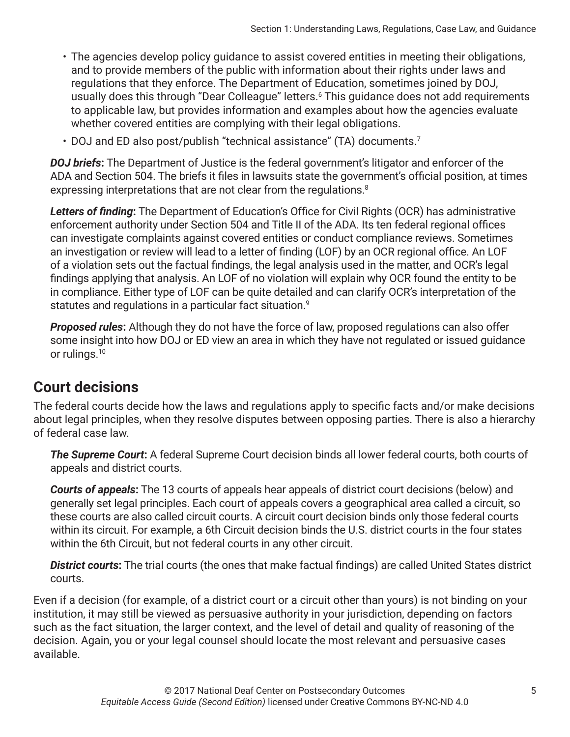- The agencies develop policy guidance to assist covered entities in meeting their obligations, and to provide members of the public with information about their rights under laws and regulations that they enforce. The Department of Education, sometimes joined by DOJ, usually does this through "Dear Colleague" letters.[6] This guidance does not add requirements to applicable law, but provides information and examples about how the agencies evaluate whether covered entities are complying with their legal obligations.
- DOJ and ED also post/publish "technical assistance" (TA) documents.[7]

***DOJ briefs*:** The Department of Justice is the federal government's litigator and enforcer of the ADA and Section 504. The briefs it files in lawsuits state the government's official position, at times expressing interpretations that are not clear from the regulations.[8]

***Letters of finding*:** The Department of Education's Office for Civil Rights (OCR) has administrative enforcement authority under Section 504 and Title II of the ADA. Its ten federal regional offices can investigate complaints against covered entities or conduct compliance reviews. Sometimes an investigation or review will lead to a letter of finding (LOF) by an OCR regional office. An LOF of a violation sets out the factual findings, the legal analysis used in the matter, and OCR's legal findings applying that analysis. An LOF of no violation will explain why OCR found the entity to be in compliance. Either type of LOF can be quite detailed and can clarify OCR's interpretation of the statutes and regulations in a particular fact situation.[9]

***Proposed rules*:** Although they do not have the force of law, proposed regulations can also offer some insight into how DOJ or ED view an area in which they have not regulated or issued guidance or rulings.[10]

## Court decisions

The federal courts decide how the laws and regulations apply to specific facts and/or make decisions about legal principles, when they resolve disputes between opposing parties. There is also a hierarchy of federal case law.

***The Supreme Court*:** A federal Supreme Court decision binds all lower federal courts, both courts of appeals and district courts.

***Courts of appeals*:** The 13 courts of appeals hear appeals of district court decisions (below) and generally set legal principles. Each court of appeals covers a geographical area called a circuit, so these courts are also called circuit courts. A circuit court decision binds only those federal courts within its circuit. For example, a 6th Circuit decision binds the U.S. district courts in the four states within the 6th Circuit, but not federal courts in any other circuit.

***District courts*:** The trial courts (the ones that make factual findings) are called United States district courts.

Even if a decision (for example, of a district court or a circuit other than yours) is not binding on your institution, it may still be viewed as persuasive authority in your jurisdiction, depending on factors such as the fact situation, the larger context, and the level of detail and quality of reasoning of the decision. Again, you or your legal counsel should locate the most relevant and persuasive cases available.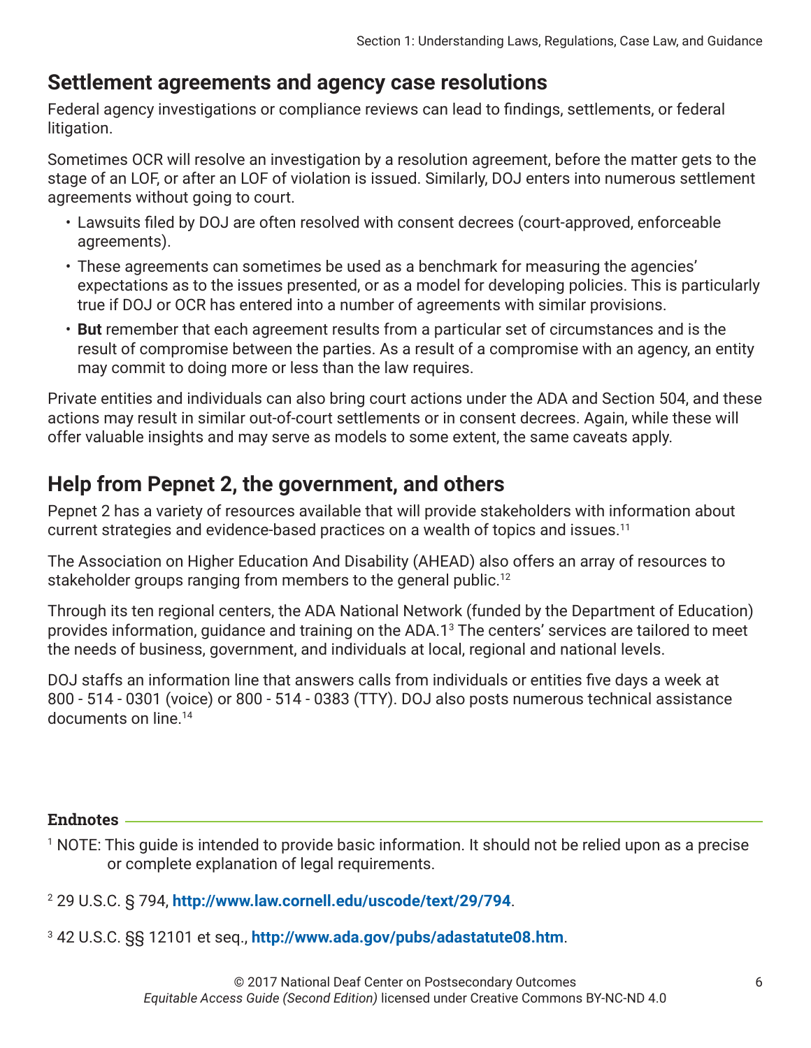## Settlement agreements and agency case resolutions

Federal agency investigations or compliance reviews can lead to findings, settlements, or federal litigation.

Sometimes OCR will resolve an investigation by a resolution agreement, before the matter gets to the stage of an LOF, or after an LOF of violation is issued. Similarly, DOJ enters into numerous settlement agreements without going to court.

- Lawsuits filed by DOJ are often resolved with consent decrees (court-approved, enforceable agreements).
- These agreements can sometimes be used as a benchmark for measuring the agencies' expectations as to the issues presented, or as a model for developing policies. This is particularly true if DOJ or OCR has entered into a number of agreements with similar provisions.
- **But** remember that each agreement results from a particular set of circumstances and is the result of compromise between the parties. As a result of a compromise with an agency, an entity may commit to doing more or less than the law requires.

Private entities and individuals can also bring court actions under the ADA and Section 504, and these actions may result in similar out-of-court settlements or in consent decrees. Again, while these will offer valuable insights and may serve as models to some extent, the same caveats apply.

## Help from Pepnet 2, the government, and others

Pepnet 2 has a variety of resources available that will provide stakeholders with information about current strategies and evidence-based practices on a wealth of topics and issues.[11]

The Association on Higher Education And Disability (AHEAD) also offers an array of resources to stakeholder groups ranging from members to the general public.[12]

Through its ten regional centers, the ADA National Network (funded by the Department of Education) provides information, guidance and training on the ADA.1[3] The centers' services are tailored to meet the needs of business, government, and individuals at local, regional and national levels.

DOJ staffs an information line that answers calls from individuals or entities five days a week at 800 - 514 - 0301 (voice) or 800 - 514 - 0383 (TTY). DOJ also posts numerous technical assistance documents on line.[14]

### Endnotes

[1] NOTE: This guide is intended to provide basic information. It should not be relied upon as a precise or complete explanation of legal requirements.

[2] 29 U.S.C. § 794, **http://www.law.cornell.edu/uscode/text/29/794**.

[3] 42 U.S.C. §§ 12101 et seq., **http://www.ada.gov/pubs/adastatute08.htm**.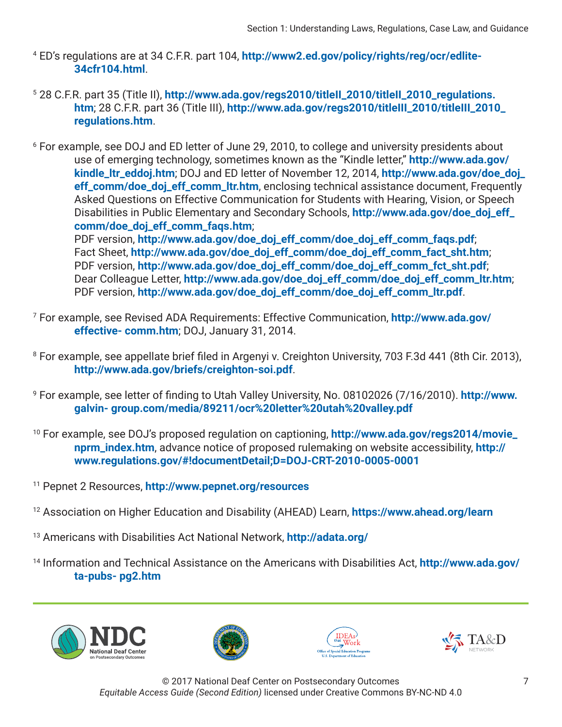[4] ED's regulations are at 34 C.F.R. part 104, **http://www2.ed.gov/policy/rights/reg/ocr/edlite-34cfr104.html**.

[5] 28 C.F.R. part 35 (Title II), **http://www.ada.gov/regs2010/titleII_2010/titleII_2010_regulations.htm**; 28 C.F.R. part 36 (Title III), **http://www.ada.gov/regs2010/titleIII_2010/titleIII_2010_regulations.htm**.

[6] For example, see DOJ and ED letter of June 29, 2010, to college and university presidents about use of emerging technology, sometimes known as the "Kindle letter," **http://www.ada.gov/kindle_ltr_eddoj.htm**; DOJ and ED letter of November 12, 2014, **http://www.ada.gov/doe_doj_eff_comm/doe_doj_eff_comm_ltr.htm**, enclosing technical assistance document, Frequently Asked Questions on Effective Communication for Students with Hearing, Vision, or Speech Disabilities in Public Elementary and Secondary Schools, **http://www.ada.gov/doe_doj_eff_comm/doe_doj_eff_comm_faqs.htm**;
PDF version, **http://www.ada.gov/doe_doj_eff_comm/doe_doj_eff_comm_faqs.pdf**;
Fact Sheet, **http://www.ada.gov/doe_doj_eff_comm/doe_doj_eff_comm_fact_sht.htm**;
PDF version, **http://www.ada.gov/doe_doj_eff_comm/doe_doj_eff_comm_fct_sht.pdf**;
Dear Colleague Letter, **http://www.ada.gov/doe_doj_eff_comm/doe_doj_eff_comm_ltr.htm**;
PDF version, **http://www.ada.gov/doe_doj_eff_comm/doe_doj_eff_comm_ltr.pdf**.

[7] For example, see Revised ADA Requirements: Effective Communication, **http://www.ada.gov/effective- comm.htm**; DOJ, January 31, 2014.

[8] For example, see appellate brief filed in Argenyi v. Creighton University, 703 F.3d 441 (8th Cir. 2013), **http://www.ada.gov/briefs/creighton-soi.pdf**.

[9] For example, see letter of finding to Utah Valley University, No. 08102026 (7/16/2010). **http://www.galvin- group.com/media/89211/ocr%20letter%20utah%20valley.pdf**

[10] For example, see DOJ's proposed regulation on captioning, **http://www.ada.gov/regs2014/movie_nprm_index.htm**, advance notice of proposed rulemaking on website accessibility, **http://www.regulations.gov/#!documentDetail;D=DOJ-CRT-2010-0005-0001**

[11] Pepnet 2 Resources, **http://www.pepnet.org/resources**

[12] Association on Higher Education and Disability (AHEAD) Learn, **https://www.ahead.org/learn**

[13] Americans with Disabilities Act National Network, **http://adata.org/**

[14] Information and Technical Assistance on the Americans with Disabilities Act, **http://www.ada.gov/ta-pubs- pg2.htm**

© 2017 National Deaf Center on Postsecondary Outcomes
*Equitable Access Guide (Second Edition)* licensed under Creative Commons BY-NC-ND 4.0